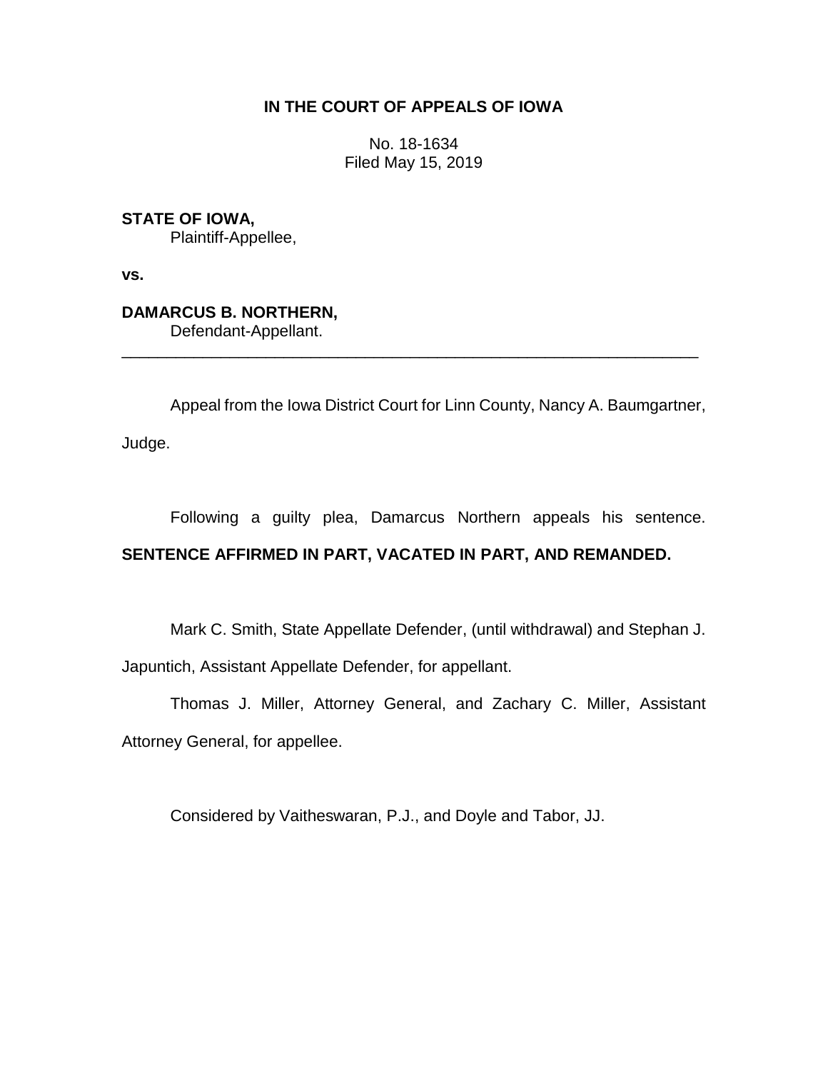**IN THE COURT OF APPEALS OF IOWA**

No. 18-1634
Filed May 15, 2019

**STATE OF IOWA,**
Plaintiff-Appellee,

**vs.**

**DAMARCUS B. NORTHERN,**
Defendant-Appellant.

---

Appeal from the Iowa District Court for Linn County, Nancy A. Baumgartner, Judge.

Following a guilty plea, Damarcus Northern appeals his sentence. **SENTENCE AFFIRMED IN PART, VACATED IN PART, AND REMANDED.**

Mark C. Smith, State Appellate Defender, (until withdrawal) and Stephan J. Japuntich, Assistant Appellate Defender, for appellant.

Thomas J. Miller, Attorney General, and Zachary C. Miller, Assistant Attorney General, for appellee.

Considered by Vaitheswaran, P.J., and Doyle and Tabor, JJ.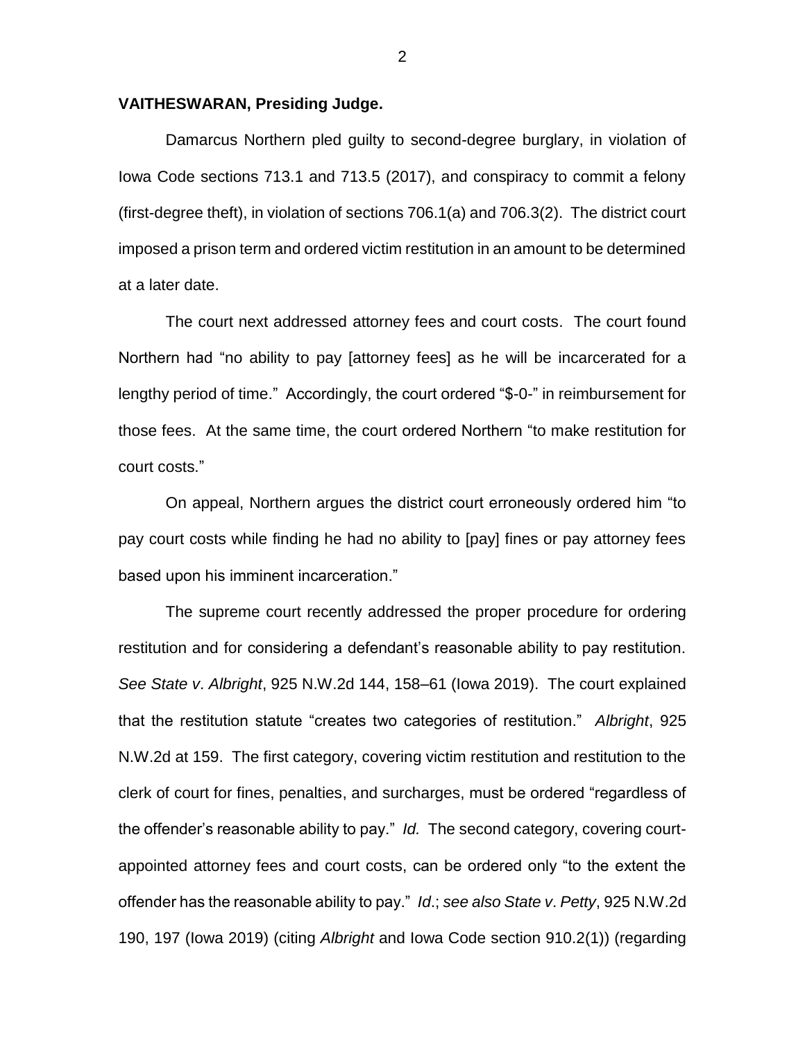**VAITHESWARAN, Presiding Judge.**

Damarcus Northern pled guilty to second-degree burglary, in violation of Iowa Code sections 713.1 and 713.5 (2017), and conspiracy to commit a felony (first-degree theft), in violation of sections 706.1(a) and 706.3(2). The district court imposed a prison term and ordered victim restitution in an amount to be determined at a later date.

The court next addressed attorney fees and court costs. The court found Northern had "no ability to pay [attorney fees] as he will be incarcerated for a lengthy period of time." Accordingly, the court ordered "$-0-" in reimbursement for those fees. At the same time, the court ordered Northern "to make restitution for court costs."

On appeal, Northern argues the district court erroneously ordered him "to pay court costs while finding he had no ability to [pay] fines or pay attorney fees based upon his imminent incarceration."

The supreme court recently addressed the proper procedure for ordering restitution and for considering a defendant's reasonable ability to pay restitution. *See State v. Albright*, 925 N.W.2d 144, 158–61 (Iowa 2019). The court explained that the restitution statute "creates two categories of restitution." *Albright*, 925 N.W.2d at 159. The first category, covering victim restitution and restitution to the clerk of court for fines, penalties, and surcharges, must be ordered "regardless of the offender's reasonable ability to pay." *Id.* The second category, covering court-appointed attorney fees and court costs, can be ordered only "to the extent the offender has the reasonable ability to pay." *Id*.; *see also State v. Petty*, 925 N.W.2d 190, 197 (Iowa 2019) (citing *Albright* and Iowa Code section 910.2(1)) (regarding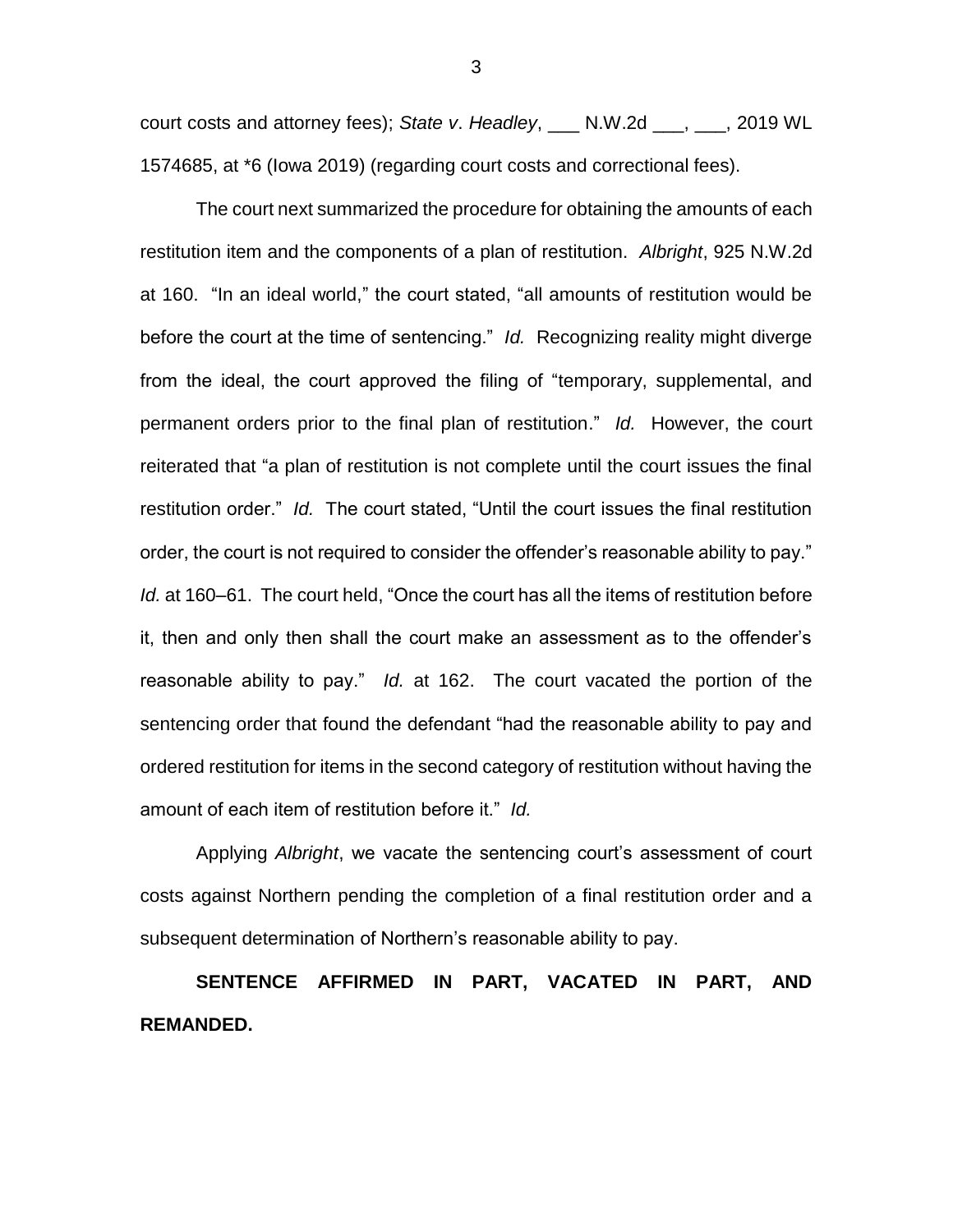court costs and attorney fees); *State v. Headley*, ___ N.W.2d ___, ___, 2019 WL 1574685, at *6 (Iowa 2019) (regarding court costs and correctional fees).

The court next summarized the procedure for obtaining the amounts of each restitution item and the components of a plan of restitution. *Albright*, 925 N.W.2d at 160. "In an ideal world," the court stated, "all amounts of restitution would be before the court at the time of sentencing." *Id.* Recognizing reality might diverge from the ideal, the court approved the filing of "temporary, supplemental, and permanent orders prior to the final plan of restitution." *Id.* However, the court reiterated that "a plan of restitution is not complete until the court issues the final restitution order." *Id.* The court stated, "Until the court issues the final restitution order, the court is not required to consider the offender's reasonable ability to pay." *Id.* at 160–61. The court held, "Once the court has all the items of restitution before it, then and only then shall the court make an assessment as to the offender's reasonable ability to pay." *Id.* at 162. The court vacated the portion of the sentencing order that found the defendant "had the reasonable ability to pay and ordered restitution for items in the second category of restitution without having the amount of each item of restitution before it." *Id.*

Applying *Albright*, we vacate the sentencing court's assessment of court costs against Northern pending the completion of a final restitution order and a subsequent determination of Northern's reasonable ability to pay.

**SENTENCE AFFIRMED IN PART, VACATED IN PART, AND REMANDED.**